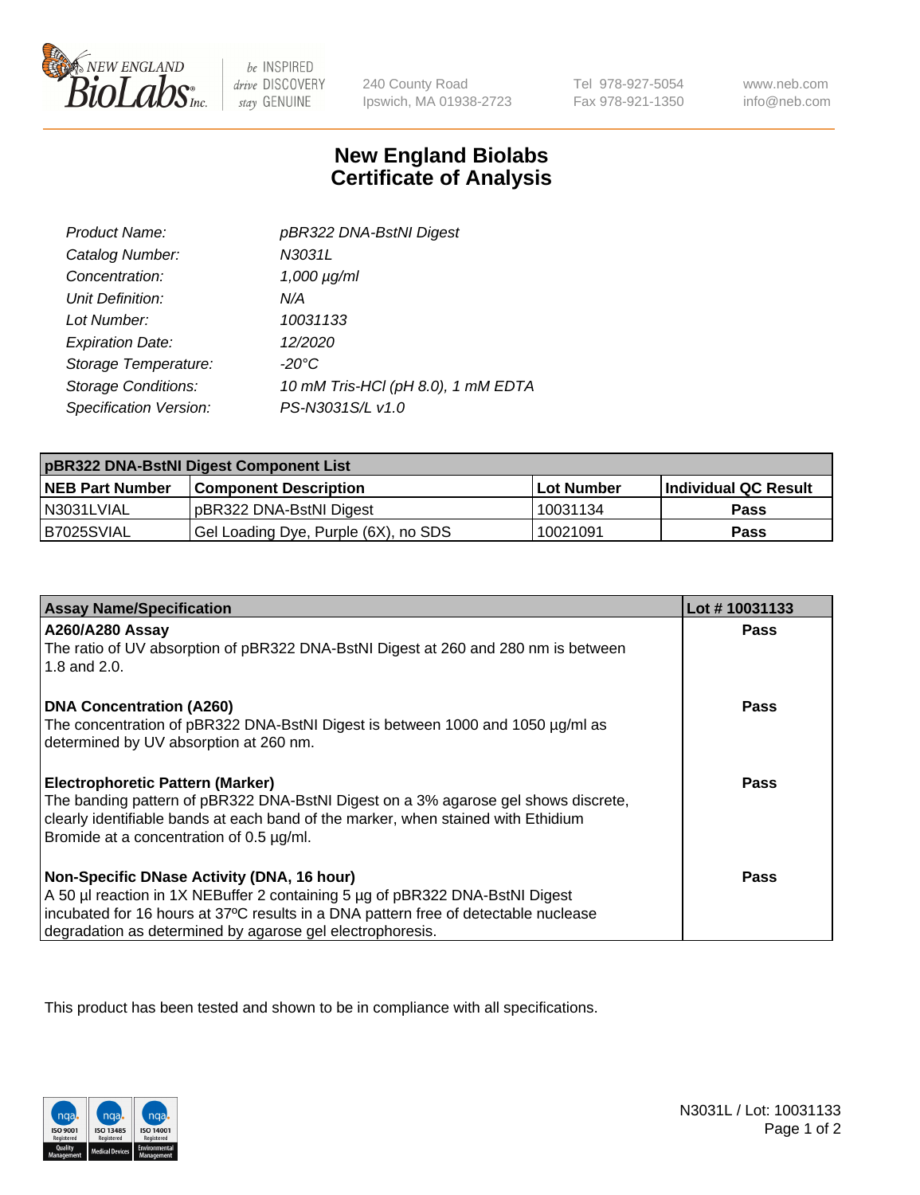NEW ENGLAND BioLabs Inc. — be INSPIRED drive DISCOVERY stay GENUINE

240 County Road
Ipswich, MA 01938-2723

Tel 978-927-5054
Fax 978-921-1350

www.neb.com
info@neb.com

# New England Biolabs
# Certificate of Analysis

| | |
|---|---|
| *Product Name:* | *pBR322 DNA-BstNI Digest* |
| *Catalog Number:* | *N3031L* |
| *Concentration:* | *1,000 µg/ml* |
| *Unit Definition:* | *N/A* |
| *Lot Number:* | *10031133* |
| *Expiration Date:* | *12/2020* |
| *Storage Temperature:* | *-20°C* |
| *Storage Conditions:* | *10 mM Tris-HCl (pH 8.0), 1 mM EDTA* |
| *Specification Version:* | *PS-N3031S/L v1.0* |

| pBR322 DNA-BstNI Digest Component List | | | |
|---|---|---|---|
| **NEB Part Number** | **Component Description** | **Lot Number** | **Individual QC Result** |
| N3031LVIAL | pBR322 DNA-BstNI Digest | 10031134 | **Pass** |
| B7025SVIAL | Gel Loading Dye, Purple (6X), no SDS | 10021091 | **Pass** |

| Assay Name/Specification | Lot # 10031133 |
|---|---|
| **A260/A280 Assay**<br>The ratio of UV absorption of pBR322 DNA-BstNI Digest at 260 and 280 nm is between 1.8 and 2.0. | **Pass** |
| **DNA Concentration (A260)**<br>The concentration of pBR322 DNA-BstNI Digest is between 1000 and 1050 µg/ml as determined by UV absorption at 260 nm. | **Pass** |
| **Electrophoretic Pattern (Marker)**<br>The banding pattern of pBR322 DNA-BstNI Digest on a 3% agarose gel shows discrete, clearly identifiable bands at each band of the marker, when stained with Ethidium Bromide at a concentration of 0.5 µg/ml. | **Pass** |
| **Non-Specific DNase Activity (DNA, 16 hour)**<br>A 50 µl reaction in 1X NEBuffer 2 containing 5 µg of pBR322 DNA-BstNI Digest incubated for 16 hours at 37ºC results in a DNA pattern free of detectable nuclease degradation as determined by agarose gel electrophoresis. | **Pass** |

This product has been tested and shown to be in compliance with all specifications.

N3031L / Lot: 10031133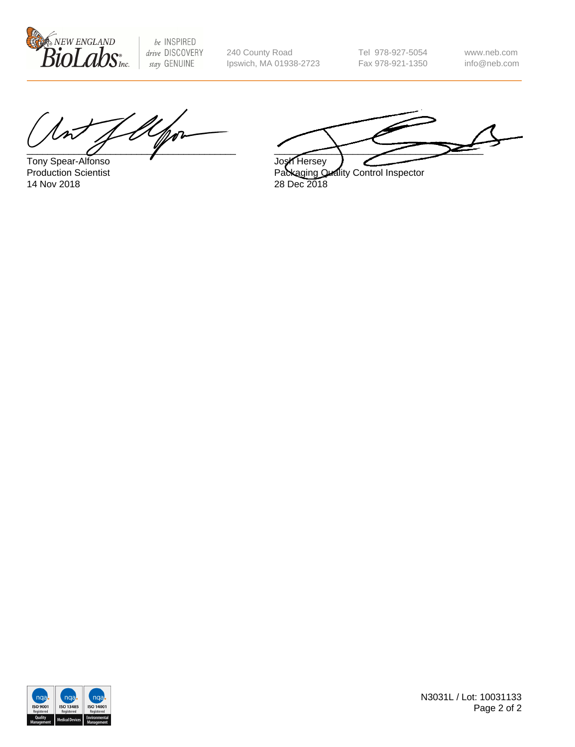Tony Spear-Alfonso
Production Scientist
14 Nov 2018

Josh Hersey
Packaging Quality Control Inspector
28 Dec 2018

N3031L / Lot: 10031133